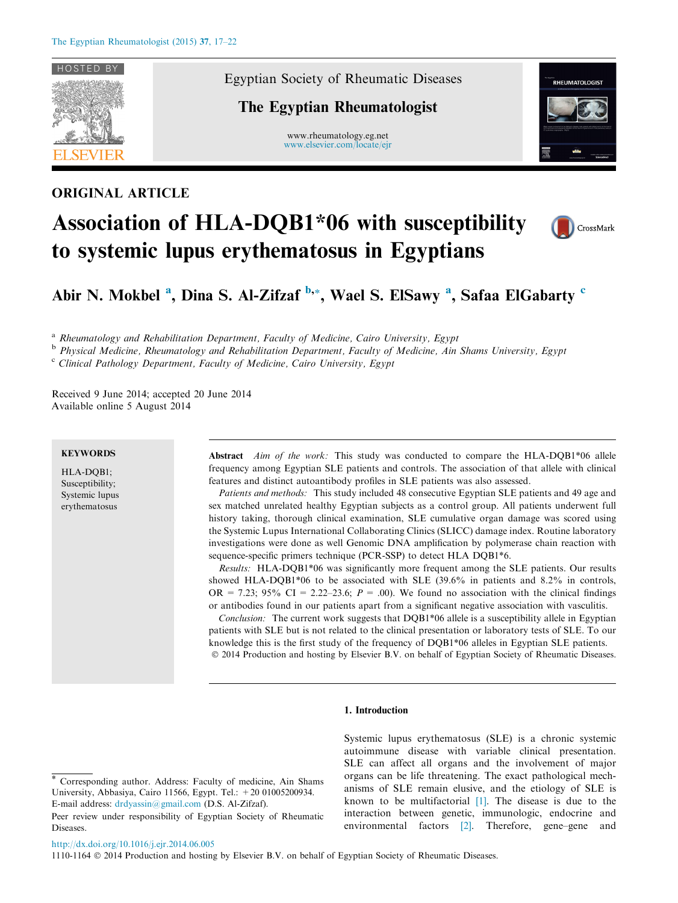ORIGINAL ARTICLE

# Association of HLA-DQB1*06 with susceptibility to systemic lupus erythematosus in Egyptians

Abir N. Mokbel [a], Dina S. Al-Zifzaf [b,*], Wael S. ElSawy [a], Safaa ElGabarty [c]

[a] Rheumatology and Rehabilitation Department, Faculty of Medicine, Cairo University, Egypt
[b] Physical Medicine, Rheumatology and Rehabilitation Department, Faculty of Medicine, Ain Shams University, Egypt
[c] Clinical Pathology Department, Faculty of Medicine, Cairo University, Egypt

Received 9 June 2014; accepted 20 June 2014
Available online 5 August 2014

**KEYWORDS**

HLA-DQB1;
Susceptibility;
Systemic lupus erythematosus

**Abstract** *Aim of the work:* This study was conducted to compare the HLA-DQB1*06 allele frequency among Egyptian SLE patients and controls. The association of that allele with clinical features and distinct autoantibody profiles in SLE patients was also assessed.

*Patients and methods:* This study included 48 consecutive Egyptian SLE patients and 49 age and sex matched unrelated healthy Egyptian subjects as a control group. All patients underwent full history taking, thorough clinical examination, SLE cumulative organ damage was scored using the Systemic Lupus International Collaborating Clinics (SLICC) damage index. Routine laboratory investigations were done as well Genomic DNA amplification by polymerase chain reaction with sequence-specific primers technique (PCR-SSP) to detect HLA DQB1*6.

*Results:* HLA-DQB1*06 was significantly more frequent among the SLE patients. Our results showed HLA-DQB1*06 to be associated with SLE (39.6% in patients and 8.2% in controls, OR = 7.23; 95% CI = 2.22–23.6; $P$ = .00). We found no association with the clinical findings or antibodies found in our patients apart from a significant negative association with vasculitis.

*Conclusion:* The current work suggests that DQB1*06 allele is a susceptibility allele in Egyptian patients with SLE but is not related to the clinical presentation or laboratory tests of SLE. To our knowledge this is the first study of the frequency of DQB1*06 alleles in Egyptian SLE patients.

© 2014 Production and hosting by Elsevier B.V. on behalf of Egyptian Society of Rheumatic Diseases.

## 1. Introduction

Systemic lupus erythematosus (SLE) is a chronic systemic autoimmune disease with variable clinical presentation. SLE can affect all organs and the involvement of major organs can be life threatening. The exact pathological mechanisms of SLE remain elusive, and the etiology of SLE is known to be multifactorial [1]. The disease is due to the interaction between genetic, immunologic, endocrine and environmental factors [2]. Therefore, gene–gene and

* Corresponding author. Address: Faculty of medicine, Ain Shams University, Abbasiya, Cairo 11566, Egypt. Tel.: +20 01005200934.
E-mail address: drdyassin@gmail.com (D.S. Al-Zifzaf).

Peer review under responsibility of Egyptian Society of Rheumatic Diseases.

http://dx.doi.org/10.1016/j.ejr.2014.06.005
1110-1164 © 2014 Production and hosting by Elsevier B.V. on behalf of Egyptian Society of Rheumatic Diseases.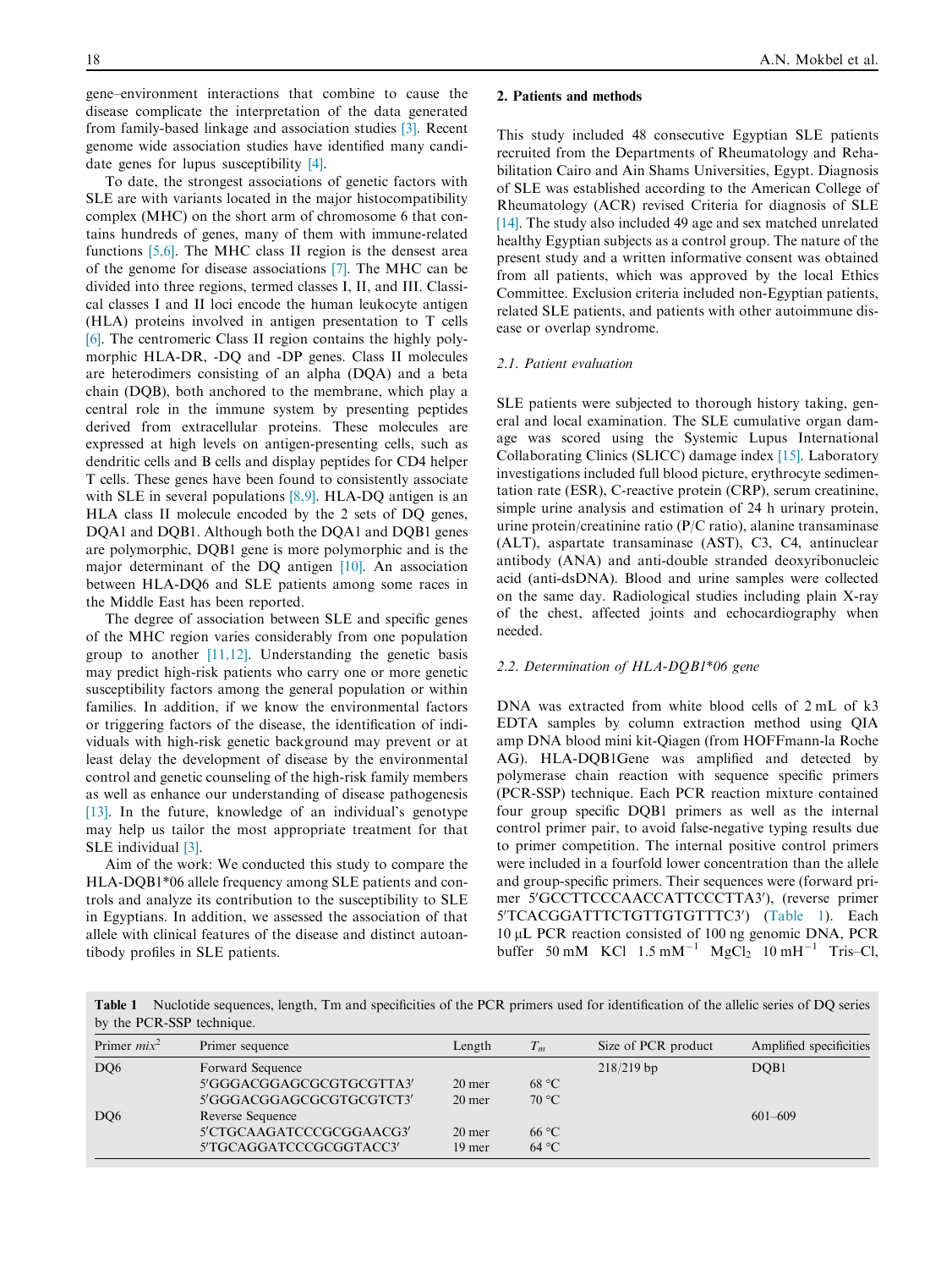gene–environment interactions that combine to cause the disease complicate the interpretation of the data generated from family-based linkage and association studies [3]. Recent genome wide association studies have identified many candidate genes for lupus susceptibility [4].

To date, the strongest associations of genetic factors with SLE are with variants located in the major histocompatibility complex (MHC) on the short arm of chromosome 6 that contains hundreds of genes, many of them with immune-related functions [5,6]. The MHC class II region is the densest area of the genome for disease associations [7]. The MHC can be divided into three regions, termed classes I, II, and III. Classical classes I and II loci encode the human leukocyte antigen (HLA) proteins involved in antigen presentation to T cells [6]. The centromeric Class II region contains the highly polymorphic HLA-DR, -DQ and -DP genes. Class II molecules are heterodimers consisting of an alpha (DQA) and a beta chain (DQB), both anchored to the membrane, which play a central role in the immune system by presenting peptides derived from extracellular proteins. These molecules are expressed at high levels on antigen-presenting cells, such as dendritic cells and B cells and display peptides for CD4 helper T cells. These genes have been found to consistently associate with SLE in several populations [8,9]. HLA-DQ antigen is an HLA class II molecule encoded by the 2 sets of DQ genes, DQA1 and DQB1. Although both the DQA1 and DQB1 genes are polymorphic, DQB1 gene is more polymorphic and is the major determinant of the DQ antigen [10]. An association between HLA-DQ6 and SLE patients among some races in the Middle East has been reported.

The degree of association between SLE and specific genes of the MHC region varies considerably from one population group to another [11,12]. Understanding the genetic basis may predict high-risk patients who carry one or more genetic susceptibility factors among the general population or within families. In addition, if we know the environmental factors or triggering factors of the disease, the identification of individuals with high-risk genetic background may prevent or at least delay the development of disease by the environmental control and genetic counseling of the high-risk family members as well as enhance our understanding of disease pathogenesis [13]. In the future, knowledge of an individual's genotype may help us tailor the most appropriate treatment for that SLE individual [3].

Aim of the work: We conducted this study to compare the HLA-DQB1*06 allele frequency among SLE patients and controls and analyze its contribution to the susceptibility to SLE in Egyptians. In addition, we assessed the association of that allele with clinical features of the disease and distinct autoantibody profiles in SLE patients.

## 2. Patients and methods

This study included 48 consecutive Egyptian SLE patients recruited from the Departments of Rheumatology and Rehabilitation Cairo and Ain Shams Universities, Egypt. Diagnosis of SLE was established according to the American College of Rheumatology (ACR) revised Criteria for diagnosis of SLE [14]. The study also included 49 age and sex matched unrelated healthy Egyptian subjects as a control group. The nature of the present study and a written informative consent was obtained from all patients, which was approved by the local Ethics Committee. Exclusion criteria included non-Egyptian patients, related SLE patients, and patients with other autoimmune disease or overlap syndrome.

### 2.1. Patient evaluation

SLE patients were subjected to thorough history taking, general and local examination. The SLE cumulative organ damage was scored using the Systemic Lupus International Collaborating Clinics (SLICC) damage index [15]. Laboratory investigations included full blood picture, erythrocyte sedimentation rate (ESR), C-reactive protein (CRP), serum creatinine, simple urine analysis and estimation of 24 h urinary protein, urine protein/creatinine ratio (P/C ratio), alanine transaminase (ALT), aspartate transaminase (AST), C3, C4, antinuclear antibody (ANA) and anti-double stranded deoxyribonucleic acid (anti-dsDNA). Blood and urine samples were collected on the same day. Radiological studies including plain X-ray of the chest, affected joints and echocardiography when needed.

### 2.2. Determination of HLA-DQB1*06 gene

DNA was extracted from white blood cells of 2 mL of k3 EDTA samples by column extraction method using QIA amp DNA blood mini kit-Qiagen (from HOFFmann-la Roche AG). HLA-DQB1Gene was amplified and detected by polymerase chain reaction with sequence specific primers (PCR-SSP) technique. Each PCR reaction mixture contained four group specific DQB1 primers as well as the internal control primer pair, to avoid false-negative typing results due to primer competition. The internal positive control primers were included in a fourfold lower concentration than the allele and group-specific primers. Their sequences were (forward primer 5′GCCTTCCCAACCATTCCCTTA3′), (reverse primer 5′TCACGGATTTCTGTTGTGTTTC3′) (Table 1). Each 10 μL PCR reaction consisted of 100 ng genomic DNA, PCR buffer 50 mM KCl 1.5 mM$^{-1}$ $MgCl_2$ 10 mH$^{-1}$ Tris–Cl,

**Table 1** Nucleotide sequences, length, Tm and specificities of the PCR primers used for identification of the allelic series of DQ series by the PCR-SSP technique.

| Primer *mix*[2] | Primer sequence | Length | $T_m$ | Size of PCR product | Amplified specificities |
|---|---|---|---|---|---|
| DQ6 | Forward Sequence | | | 218/219 bp | DQB1 |
| | 5′GGGACGGAGCGCGTGCGTTA3′ | 20 mer | 68 °C | | |
| | 5′GGGACGGAGCGCGTGCGTCT3′ | 20 mer | 70 °C | | |
| DQ6 | Reverse Sequence | | | | 601–609 |
| | 5′CTGCAAGATCCCGCGGAACG3′ | 20 mer | 66 °C | | |
| | 5′TGCAGGATCCCGCGGTACC3′ | 19 mer | 64 °C | | |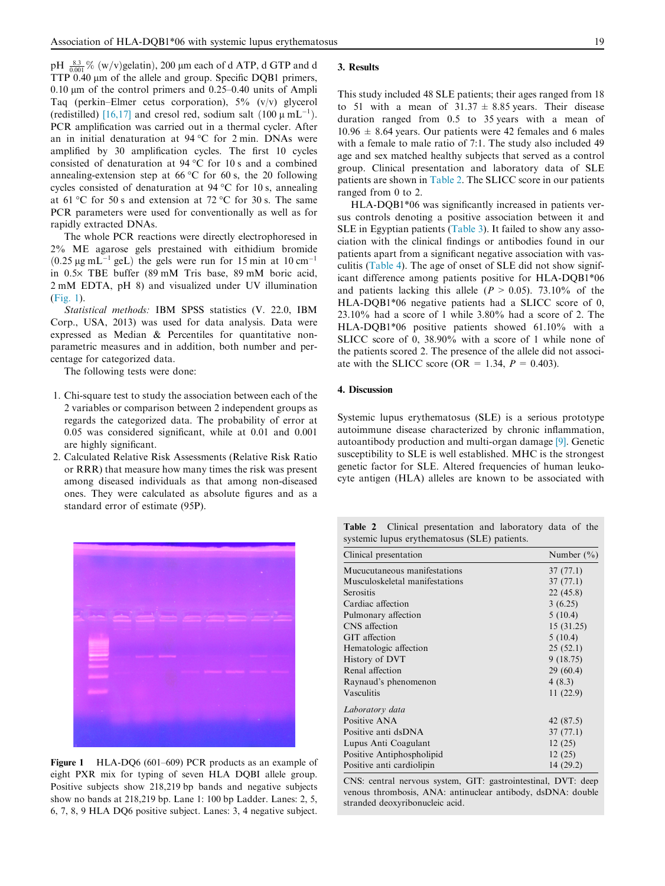pH $\frac{8.3}{0.001}$% (w/v)gelatin), 200 μm each of d ATP, d GTP and d TTP 0.40 μm of the allele and group. Specific DQB1 primers, 0.10 μm of the control primers and 0.25–0.40 units of Ampli Taq (perkin–Elmer cetus corporation), 5% (v/v) glycerol (redistilled) [16,17] and cresol red, sodium salt (100 μ $mL^{-1}$). PCR amplification was carried out in a thermal cycler. After an initial denaturation at 94 °C for 2 min. DNAs were amplified by 30 amplification cycles. The first 10 cycles consisted of denaturation at 94 °C for 10 s and a combined annealing-extension step at 66 °C for 60 s, the 20 following cycles consisted of denaturation at 94 °C for 10 s, annealing at 61 °C for 50 s and extension at 72 °C for 30 s. The same PCR parameters were used for conventionally as well as for rapidly extracted DNAs.

The whole PCR reactions were directly electrophoresed in 2% ME agarose gels prestained with eithidium bromide (0.25 μg $mL^{-1}$ geL) the gels were run for 15 min at 10 $cm^{-1}$ in 0.5× TBE buffer (89 mM Tris base, 89 mM boric acid, 2 mM EDTA, pH 8) and visualized under UV illumination (Fig. 1).

*Statistical methods:* IBM SPSS statistics (V. 22.0, IBM Corp., USA, 2013) was used for data analysis. Data were expressed as Median & Percentiles for quantitative non-parametric measures and in addition, both number and percentage for categorized data.

The following tests were done:

1. Chi-square test to study the association between each of the 2 variables or comparison between 2 independent groups as regards the categorized data. The probability of error at 0.05 was considered significant, while at 0.01 and 0.001 are highly significant.
2. Calculated Relative Risk Assessments (Relative Risk Ratio or RRR) that measure how many times the risk was present among diseased individuals as that among non-diseased ones. They were calculated as absolute figures and as a standard error of estimate (95P).

**Figure 1** HLA-DQ6 (601–609) PCR products as an example of eight PXR mix for typing of seven HLA DQBI allele group. Positive subjects show 218,219 bp bands and negative subjects show no bands at 218,219 bp. Lane 1: 100 bp Ladder. Lanes: 2, 5, 6, 7, 8, 9 HLA DQ6 positive subject. Lanes: 3, 4 negative subject.

## 3. Results

This study included 48 SLE patients; their ages ranged from 18 to 51 with a mean of 31.37 ± 8.85 years. Their disease duration ranged from 0.5 to 35 years with a mean of 10.96 ± 8.64 years. Our patients were 42 females and 6 males with a female to male ratio of 7:1. The study also included 49 age and sex matched healthy subjects that served as a control group. Clinical presentation and laboratory data of SLE patients are shown in Table 2. The SLICC score in our patients ranged from 0 to 2.

HLA-DQB1*06 was significantly increased in patients versus controls denoting a positive association between it and SLE in Egyptian patients (Table 3). It failed to show any association with the clinical findings or antibodies found in our patients apart from a significant negative association with vasculitis (Table 4). The age of onset of SLE did not show significant difference among patients positive for HLA-DQB1*06 and patients lacking this allele ($P > 0.05$). 73.10% of the HLA-DQB1*06 negative patients had a SLICC score of 0, 23.10% had a score of 1 while 3.80% had a score of 2. The HLA-DQB1*06 positive patients showed 61.10% with a SLICC score of 0, 38.90% with a score of 1 while none of the patients scored 2. The presence of the allele did not associate with the SLICC score (OR = 1.34, $P = 0.403$).

## 4. Discussion

Systemic lupus erythematosus (SLE) is a serious prototype autoimmune disease characterized by chronic inflammation, autoantibody production and multi-organ damage [9]. Genetic susceptibility to SLE is well established. MHC is the strongest genetic factor for SLE. Altered frequencies of human leukocyte antigen (HLA) alleles are known to be associated with

**Table 2** Clinical presentation and laboratory data of the systemic lupus erythematosus (SLE) patients.

| Clinical presentation | Number (%) |
|---|---|
| Mucucutaneous manifestations | 37 (77.1) |
| Musculoskeletal manifestations | 37 (77.1) |
| Serositis | 22 (45.8) |
| Cardiac affection | 3 (6.25) |
| Pulmonary affection | 5 (10.4) |
| CNS affection | 15 (31.25) |
| GIT affection | 5 (10.4) |
| Hematologic affection | 25 (52.1) |
| History of DVT | 9 (18.75) |
| Renal affection | 29 (60.4) |
| Raynaud's phenomenon | 4 (8.3) |
| Vasculitis | 11 (22.9) |
| *Laboratory data* | |
| Positive ANA | 42 (87.5) |
| Positive anti dsDNA | 37 (77.1) |
| Lupus Anti Coagulant | 12 (25) |
| Positive Antiphospholipid | 12 (25) |
| Positive anti cardiolipin | 14 (29.2) |

CNS: central nervous system, GIT: gastrointestinal, DVT: deep venous thrombosis, ANA: antinuclear antibody, dsDNA: double stranded deoxyribonucleic acid.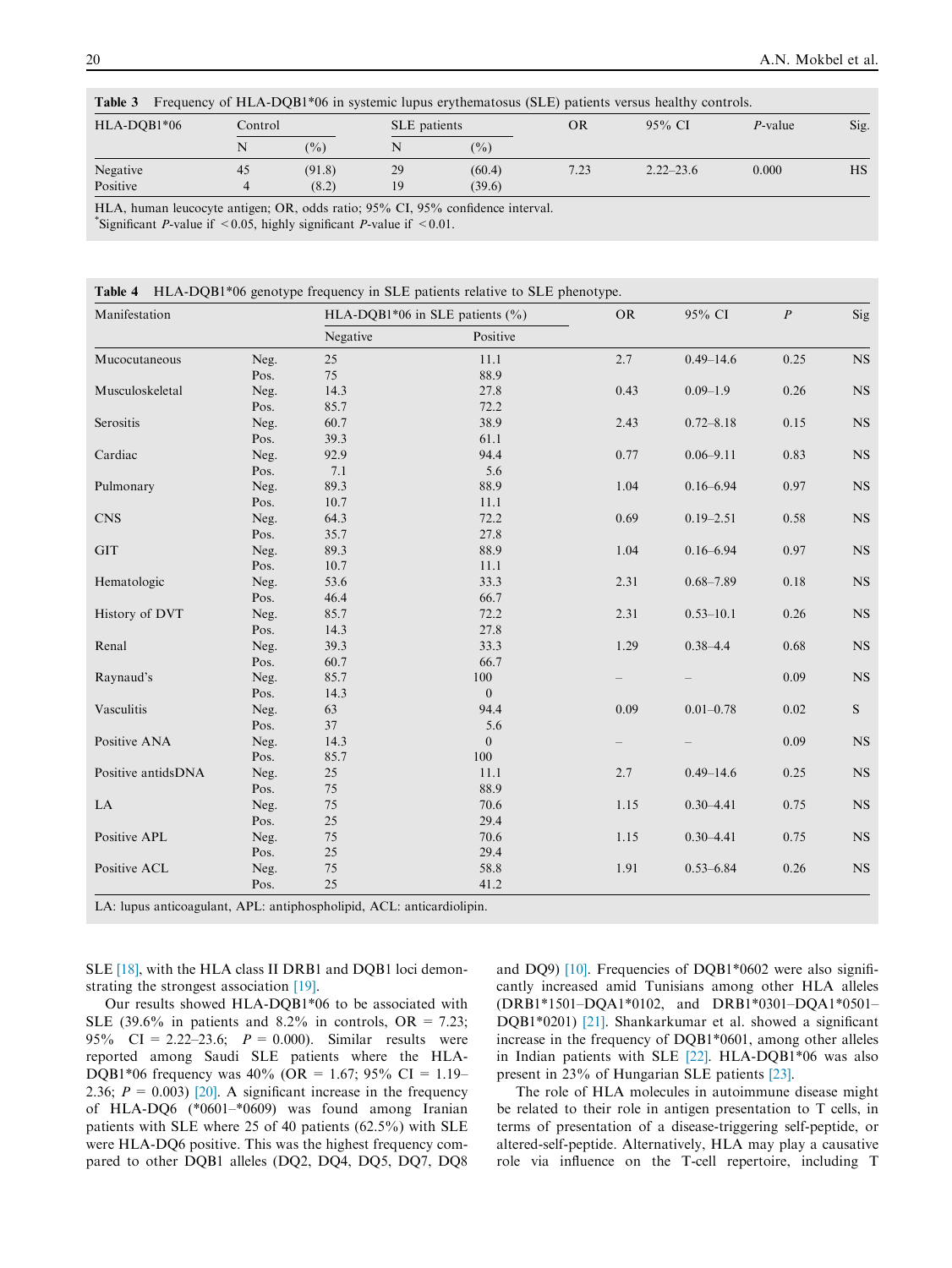**Table 3** Frequency of HLA-DQB1*06 in systemic lupus erythematosus (SLE) patients versus healthy controls.

| HLA-DQB1*06 | Control | | SLE patients | | OR | 95% CI | P-value | Sig. |
|---|---|---|---|---|---|---|---|---|
| | N | (%) | N | (%) | | | | |
| Negative | 45 | (91.8) | 29 | (60.4) | 7.23 | 2.22–23.6 | 0.000 | HS |
| Positive | 4 | (8.2) | 19 | (39.6) | | | | |

HLA, human leucocyte antigen; OR, odds ratio; 95% CI, 95% confidence interval.
*Significant P-value if < 0.05, highly significant P-value if < 0.01.

**Table 4** HLA-DQB1*06 genotype frequency in SLE patients relative to SLE phenotype.

| Manifestation | | HLA-DQB1*06 in SLE patients (%) | | OR | 95% CI | P | Sig |
|---|---|---|---|---|---|---|---|
| | | Negative | Positive | | | | |
| Mucocutaneous | Neg. | 25 | 11.1 | 2.7 | 0.49–14.6 | 0.25 | NS |
| | Pos. | 75 | 88.9 | | | | |
| Musculoskeletal | Neg. | 14.3 | 27.8 | 0.43 | 0.09–1.9 | 0.26 | NS |
| | Pos. | 85.7 | 72.2 | | | | |
| Serositis | Neg. | 60.7 | 38.9 | 2.43 | 0.72–8.18 | 0.15 | NS |
| | Pos. | 39.3 | 61.1 | | | | |
| Cardiac | Neg. | 92.9 | 94.4 | 0.77 | 0.06–9.11 | 0.83 | NS |
| | Pos. | 7.1 | 5.6 | | | | |
| Pulmonary | Neg. | 89.3 | 88.9 | 1.04 | 0.16–6.94 | 0.97 | NS |
| | Pos. | 10.7 | 11.1 | | | | |
| CNS | Neg. | 64.3 | 72.2 | 0.69 | 0.19–2.51 | 0.58 | NS |
| | Pos. | 35.7 | 27.8 | | | | |
| GIT | Neg. | 89.3 | 88.9 | 1.04 | 0.16–6.94 | 0.97 | NS |
| | Pos. | 10.7 | 11.1 | | | | |
| Hematologic | Neg. | 53.6 | 33.3 | 2.31 | 0.68–7.89 | 0.18 | NS |
| | Pos. | 46.4 | 66.7 | | | | |
| History of DVT | Neg. | 85.7 | 72.2 | 2.31 | 0.53–10.1 | 0.26 | NS |
| | Pos. | 14.3 | 27.8 | | | | |
| Renal | Neg. | 39.3 | 33.3 | 1.29 | 0.38–4.4 | 0.68 | NS |
| | Pos. | 60.7 | 66.7 | | | | |
| Raynaud's | Neg. | 85.7 | 100 | – | – | 0.09 | NS |
| | Pos. | 14.3 | 0 | | | | |
| Vasculitis | Neg. | 63 | 94.4 | 0.09 | 0.01–0.78 | 0.02 | S |
| | Pos. | 37 | 5.6 | | | | |
| Positive ANA | Neg. | 14.3 | 0 | – | – | 0.09 | NS |
| | Pos. | 85.7 | 100 | | | | |
| Positive antidsDNA | Neg. | 25 | 11.1 | 2.7 | 0.49–14.6 | 0.25 | NS |
| | Pos. | 75 | 88.9 | | | | |
| LA | Neg. | 75 | 70.6 | 1.15 | 0.30–4.41 | 0.75 | NS |
| | Pos. | 25 | 29.4 | | | | |
| Positive APL | Neg. | 75 | 70.6 | 1.15 | 0.30–4.41 | 0.75 | NS |
| | Pos. | 25 | 29.4 | | | | |
| Positive ACL | Neg. | 75 | 58.8 | 1.91 | 0.53–6.84 | 0.26 | NS |
| | Pos. | 25 | 41.2 | | | | |

LA: lupus anticoagulant, APL: antiphospholipid, ACL: anticardiolipin.

SLE [18], with the HLA class II DRB1 and DQB1 loci demonstrating the strongest association [19].

Our results showed HLA-DQB1*06 to be associated with SLE (39.6% in patients and 8.2% in controls, OR = 7.23; 95% CI = 2.22–23.6; P = 0.000). Similar results were reported among Saudi SLE patients where the HLA-DQB1*06 frequency was 40% (OR = 1.67; 95% CI = 1.19–2.36; P = 0.003) [20]. A significant increase in the frequency of HLA-DQ6 (*0601–*0609) was found among Iranian patients with SLE where 25 of 40 patients (62.5%) with SLE were HLA-DQ6 positive. This was the highest frequency compared to other DQB1 alleles (DQ2, DQ4, DQ5, DQ7, DQ8 and DQ9) [10]. Frequencies of DQB1*0602 were also significantly increased amid Tunisians among other HLA alleles (DRB1*1501–DQA1*0102, and DRB1*0301–DQA1*0501–DQB1*0201) [21]. Shankarkumar et al. showed a significant increase in the frequency of DQB1*0601, among other alleles in Indian patients with SLE [22]. HLA-DQB1*06 was also present in 23% of Hungarian SLE patients [23].

The role of HLA molecules in autoimmune disease might be related to their role in antigen presentation to T cells, in terms of presentation of a disease-triggering self-peptide, or altered-self-peptide. Alternatively, HLA may play a causative role via influence on the T-cell repertoire, including T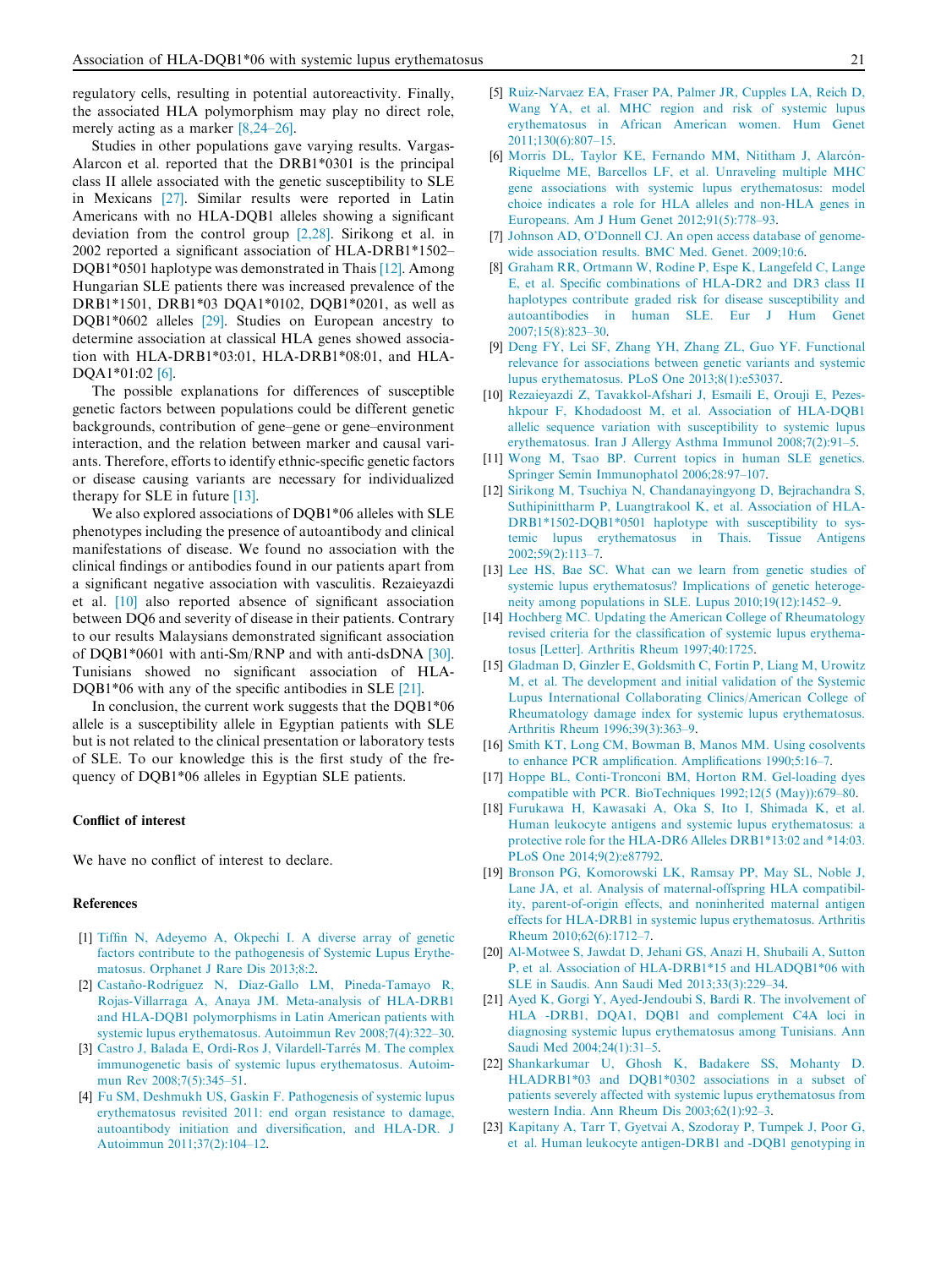regulatory cells, resulting in potential autoreactivity. Finally, the associated HLA polymorphism may play no direct role, merely acting as a marker [8,24–26].

Studies in other populations gave varying results. Vargas-Alarcon et al. reported that the DRB1*0301 is the principal class II allele associated with the genetic susceptibility to SLE in Mexicans [27]. Similar results were reported in Latin Americans with no HLA-DQB1 alleles showing a significant deviation from the control group [2,28]. Sirikong et al. in 2002 reported a significant association of HLA-DRB1*1502–DQB1*0501 haplotype was demonstrated in Thais [12]. Among Hungarian SLE patients there was increased prevalence of the DRB1*1501, DRB1*03 DQA1*0102, DQB1*0201, as well as DQB1*0602 alleles [29]. Studies on European ancestry to determine association at classical HLA genes showed association with HLA-DRB1*03:01, HLA-DRB1*08:01, and HLA-DQA1*01:02 [6].

The possible explanations for differences of susceptible genetic factors between populations could be different genetic backgrounds, contribution of gene–gene or gene–environment interaction, and the relation between marker and causal variants. Therefore, efforts to identify ethnic-specific genetic factors or disease causing variants are necessary for individualized therapy for SLE in future [13].

We also explored associations of DQB1*06 alleles with SLE phenotypes including the presence of autoantibody and clinical manifestations of disease. We found no association with the clinical findings or antibodies found in our patients apart from a significant negative association with vasculitis. Rezaieyazdi et al. [10] also reported absence of significant association between DQ6 and severity of disease in their patients. Contrary to our results Malaysians demonstrated significant association of DQB1*0601 with anti-Sm/RNP and with anti-dsDNA [30]. Tunisians showed no significant association of HLA-DQB1*06 with any of the specific antibodies in SLE [21].

In conclusion, the current work suggests that the DQB1*06 allele is a susceptibility allele in Egyptian patients with SLE but is not related to the clinical presentation or laboratory tests of SLE. To our knowledge this is the first study of the frequency of DQB1*06 alleles in Egyptian SLE patients.

## Conflict of interest

We have no conflict of interest to declare.

## References

[1] Tiffin N, Adeyemo A, Okpechi I. A diverse array of genetic factors contribute to the pathogenesis of Systemic Lupus Erythematosus. Orphanet J Rare Dis 2013;8:2.

[2] Castaño-Rodríguez N, Diaz-Gallo LM, Pineda-Tamayo R, Rojas-Villarraga A, Anaya JM. Meta-analysis of HLA-DRB1 and HLA-DQB1 polymorphisms in Latin American patients with systemic lupus erythematosus. Autoimmun Rev 2008;7(4):322–30.

[3] Castro J, Balada E, Ordi-Ros J, Vilardell-Tarrés M. The complex immunogenetic basis of systemic lupus erythematosus. Autoimmun Rev 2008;7(5):345–51.

[4] Fu SM, Deshmukh US, Gaskin F. Pathogenesis of systemic lupus erythematosus revisited 2011: end organ resistance to damage, autoantibody initiation and diversification, and HLA-DR. J Autoimmun 2011;37(2):104–12.

[5] Ruiz-Narvaez EA, Fraser PA, Palmer JR, Cupples LA, Reich D, Wang YA, et al. MHC region and risk of systemic lupus erythematosus in African American women. Hum Genet 2011;130(6):807–15.

[6] Morris DL, Taylor KE, Fernando MM, Nititham J, Alarcón-Riquelme ME, Barcellos LF, et al. Unraveling multiple MHC gene associations with systemic lupus erythematosus: model choice indicates a role for HLA alleles and non-HLA genes in Europeans. Am J Hum Genet 2012;91(5):778–93.

[7] Johnson AD, O'Donnell CJ. An open access database of genome-wide association results. BMC Med. Genet. 2009;10:6.

[8] Graham RR, Ortmann W, Rodine P, Espe K, Langefeld C, Lange E, et al. Specific combinations of HLA-DR2 and DR3 class II haplotypes contribute graded risk for disease susceptibility and autoantibodies in human SLE. Eur J Hum Genet 2007;15(8):823–30.

[9] Deng FY, Lei SF, Zhang YH, Zhang ZL, Guo YF. Functional relevance for associations between genetic variants and systemic lupus erythematosus. PLoS One 2013;8(1):e53037.

[10] Rezaieyazdi Z, Tavakkol-Afshari J, Esmaili E, Orouji E, Pezeshkpour F, Khodadoost M, et al. Association of HLA-DQB1 allelic sequence variation with susceptibility to systemic lupus erythematosus. Iran J Allergy Asthma Immunol 2008;7(2):91–5.

[11] Wong M, Tsao BP. Current topics in human SLE genetics. Springer Semin Immunophatol 2006;28:97–107.

[12] Sirikong M, Tsuchiya N, Chandanayingyong D, Bejrachandra S, Suthipinittharm P, Luangtrakool K, et al. Association of HLA-DRB1*1502-DQB1*0501 haplotype with susceptibility to systemic lupus erythematosus in Thais. Tissue Antigens 2002;59(2):113–7.

[13] Lee HS, Bae SC. What can we learn from genetic studies of systemic lupus erythematosus? Implications of genetic heterogeneity among populations in SLE. Lupus 2010;19(12):1452–9.

[14] Hochberg MC. Updating the American College of Rheumatology revised criteria for the classification of systemic lupus erythematosus [Letter]. Arthritis Rheum 1997;40:1725.

[15] Gladman D, Ginzler E, Goldsmith C, Fortin P, Liang M, Urowitz M, et al. The development and initial validation of the Systemic Lupus International Collaborating Clinics/American College of Rheumatology damage index for systemic lupus erythematosus. Arthritis Rheum 1996;39(3):363–9.

[16] Smith KT, Long CM, Bowman B, Manos MM. Using cosolvents to enhance PCR amplification. Amplifications 1990;5:16–7.

[17] Hoppe BL, Conti-Tronconi BM, Horton RM. Gel-loading dyes compatible with PCR. BioTechniques 1992;12(5 (May)):679–80.

[18] Furukawa H, Kawasaki A, Oka S, Ito I, Shimada K, et al. Human leukocyte antigens and systemic lupus erythematosus: a protective role for the HLA-DR6 Alleles DRB1*13:02 and *14:03. PLoS One 2014;9(2):e87792.

[19] Bronson PG, Komorowski LK, Ramsay PP, May SL, Noble J, Lane JA, et al. Analysis of maternal-offspring HLA compatibility, parent-of-origin effects, and noninherited maternal antigen effects for HLA-DRB1 in systemic lupus erythematosus. Arthritis Rheum 2010;62(6):1712–7.

[20] Al-Motwee S, Jawdat D, Jehani GS, Anazi H, Shubaili A, Sutton P, et al. Association of HLA-DRB1*15 and HLADQB1*06 with SLE in Saudis. Ann Saudi Med 2013;33(3):229–34.

[21] Ayed K, Gorgi Y, Ayed-Jendoubi S, Bardi R. The involvement of HLA -DRB1, DQA1, DQB1 and complement C4A loci in diagnosing systemic lupus erythematosus among Tunisians. Ann Saudi Med 2004;24(1):31–5.

[22] Shankarkumar U, Ghosh K, Badakere SS, Mohanty D. HLADRB1*03 and DQB1*0302 associations in a subset of patients severely affected with systemic lupus erythematosus from western India. Ann Rheum Dis 2003;62(1):92–3.

[23] Kapitany A, Tarr T, Gyetvai A, Szodoray P, Tumpek J, Poor G, et al. Human leukocyte antigen-DRB1 and -DQB1 genotyping in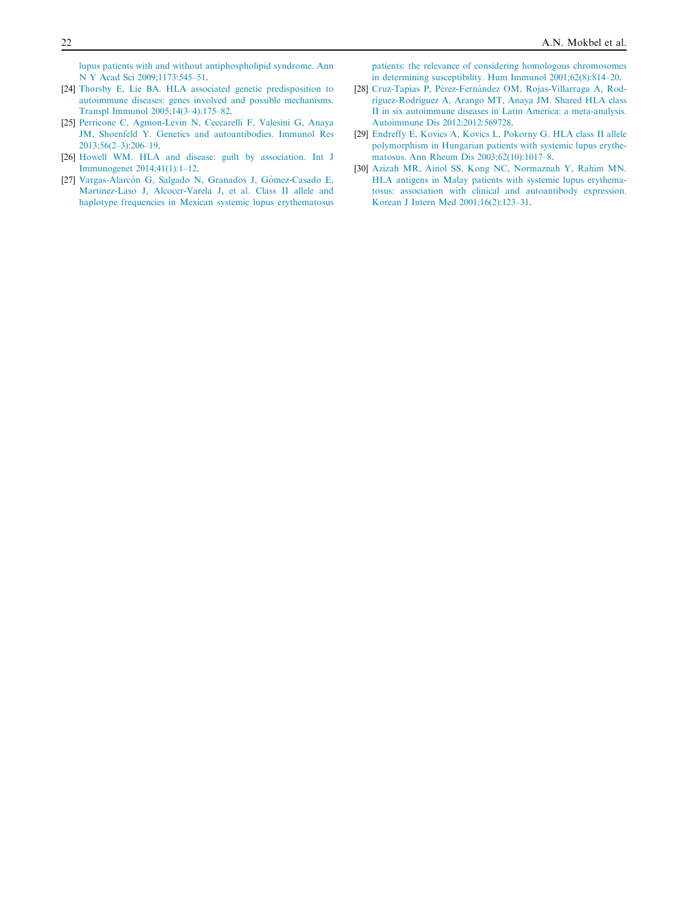lupus patients with and without antiphospholipid syndrome. Ann N Y Acad Sci 2009;1173:545–51.

[24] Thorsby E, Lie BA. HLA associated genetic predisposition to autoimmune diseases: genes involved and possible mechanisms. Transpl Immunol 2005;14(3–4):175–82.

[25] Perricone C, Agmon-Levin N, Ceccarelli F, Valesini G, Anaya JM, Shoenfeld Y. Genetics and autoantibodies. Immunol Res 2013;56(2–3):206–19.

[26] Howell WM. HLA and disease: guilt by association. Int J Immunogenet 2014;41(1):1–12.

[27] Vargas-Alarcón G, Salgado N, Granados J, Gómez-Casado E, Martinez-Laso J, Alcocer-Varela J, et al. Class II allele and haplotype frequencies in Mexican systemic lupus erythematosus patients: the relevance of considering homologous chromosomes in determining susceptibility. Hum Immunol 2001;62(8):814–20.

[28] Cruz-Tapias P, Pérez-Fernández OM, Rojas-Villarraga A, Rodríguez-Rodríguez A, Arango MT, Anaya JM. Shared HLA class II in six autoimmune diseases in Latin America: a meta-analysis. Autoimmune Dis 2012;2012:569728.

[29] Endreffy E, Kovics A, Kovics L, Pokorny G. HLA class II allele polymorphism in Hungarian patients with systemic lupus erythematosus. Ann Rheum Dis 2003;62(10):1017–8.

[30] Azizah MR, Ainol SS, Kong NC, Normaznah Y, Rahim MN. HLA antigens in Malay patients with systemic lupus erythematosus: association with clinical and autoantibody expression. Korean J Intern Med 2001;16(2):123–31.